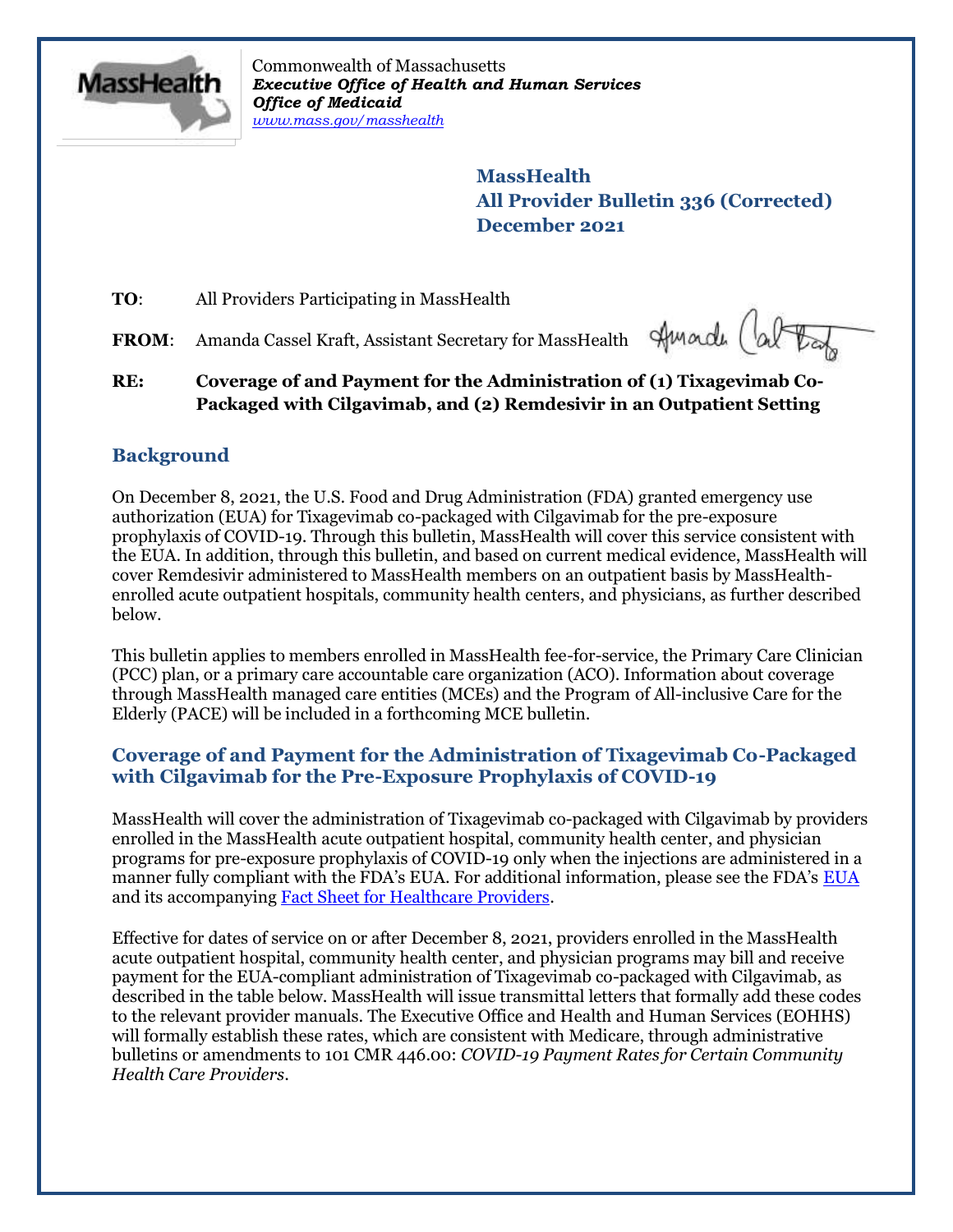Commonwealth of Massachusetts
***Executive Office of Health and Human Services***
***Office of Medicaid***
*www.mass.gov/masshealth*

## MassHealth
## All Provider Bulletin 336 (Corrected)
## December 2021

**TO**: All Providers Participating in MassHealth

**FROM**: Amanda Cassel Kraft, Assistant Secretary for MassHealth

**RE: Coverage of and Payment for the Administration of (1) Tixagevimab Co-Packaged with Cilgavimab, and (2) Remdesivir in an Outpatient Setting**

## Background

On December 8, 2021, the U.S. Food and Drug Administration (FDA) granted emergency use authorization (EUA) for Tixagevimab co-packaged with Cilgavimab for the pre-exposure prophylaxis of COVID-19. Through this bulletin, MassHealth will cover this service consistent with the EUA. In addition, through this bulletin, and based on current medical evidence, MassHealth will cover Remdesivir administered to MassHealth members on an outpatient basis by MassHealth-enrolled acute outpatient hospitals, community health centers, and physicians, as further described below.

This bulletin applies to members enrolled in MassHealth fee-for-service, the Primary Care Clinician (PCC) plan, or a primary care accountable care organization (ACO). Information about coverage through MassHealth managed care entities (MCEs) and the Program of All-inclusive Care for the Elderly (PACE) will be included in a forthcoming MCE bulletin.

## Coverage of and Payment for the Administration of Tixagevimab Co-Packaged with Cilgavimab for the Pre-Exposure Prophylaxis of COVID-19

MassHealth will cover the administration of Tixagevimab co-packaged with Cilgavimab by providers enrolled in the MassHealth acute outpatient hospital, community health center, and physician programs for pre-exposure prophylaxis of COVID-19 only when the injections are administered in a manner fully compliant with the FDA's EUA. For additional information, please see the FDA's EUA and its accompanying Fact Sheet for Healthcare Providers.

Effective for dates of service on or after December 8, 2021, providers enrolled in the MassHealth acute outpatient hospital, community health center, and physician programs may bill and receive payment for the EUA-compliant administration of Tixagevimab co-packaged with Cilgavimab, as described in the table below. MassHealth will issue transmittal letters that formally add these codes to the relevant provider manuals. The Executive Office and Health and Human Services (EOHHS) will formally establish these rates, which are consistent with Medicare, through administrative bulletins or amendments to 101 CMR 446.00: *COVID-19 Payment Rates for Certain Community Health Care Providers*.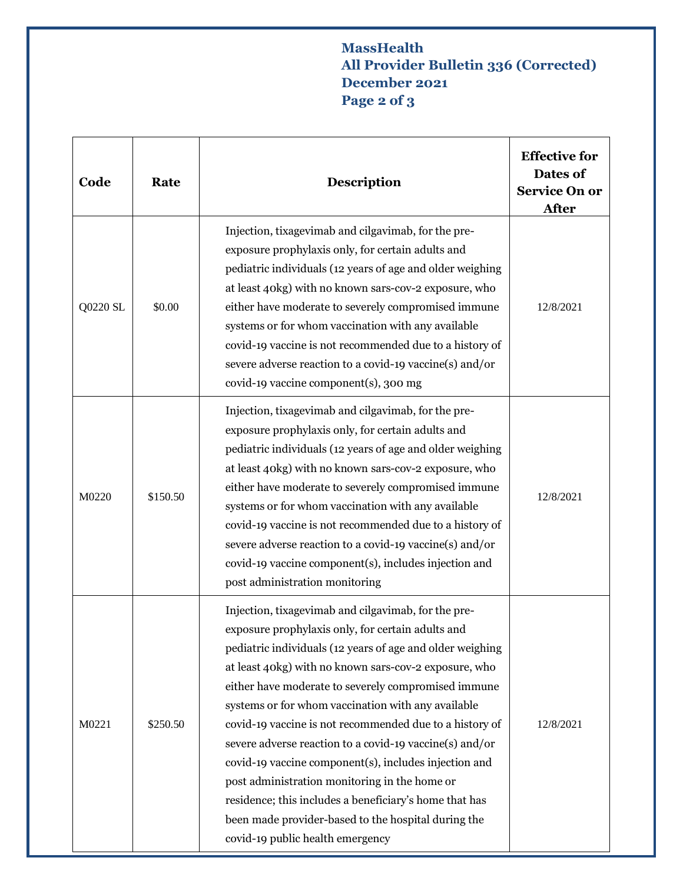| Code | Rate | Description | Effective for Dates of Service On or After |
|---|---|---|---|
| Q0220 SL | $0.00 | Injection, tixagevimab and cilgavimab, for the pre-exposure prophylaxis only, for certain adults and pediatric individuals (12 years of age and older weighing at least 40kg) with no known sars-cov-2 exposure, who either have moderate to severely compromised immune systems or for whom vaccination with any available covid-19 vaccine is not recommended due to a history of severe adverse reaction to a covid-19 vaccine(s) and/or covid-19 vaccine component(s), 300 mg | 12/8/2021 |
| M0220 | $150.50 | Injection, tixagevimab and cilgavimab, for the pre-exposure prophylaxis only, for certain adults and pediatric individuals (12 years of age and older weighing at least 40kg) with no known sars-cov-2 exposure, who either have moderate to severely compromised immune systems or for whom vaccination with any available covid-19 vaccine is not recommended due to a history of severe adverse reaction to a covid-19 vaccine(s) and/or covid-19 vaccine component(s), includes injection and post administration monitoring | 12/8/2021 |
| M0221 | $250.50 | Injection, tixagevimab and cilgavimab, for the pre-exposure prophylaxis only, for certain adults and pediatric individuals (12 years of age and older weighing at least 40kg) with no known sars-cov-2 exposure, who either have moderate to severely compromised immune systems or for whom vaccination with any available covid-19 vaccine is not recommended due to a history of severe adverse reaction to a covid-19 vaccine(s) and/or covid-19 vaccine component(s), includes injection and post administration monitoring in the home or residence; this includes a beneficiary's home that has been made provider-based to the hospital during the covid-19 public health emergency | 12/8/2021 |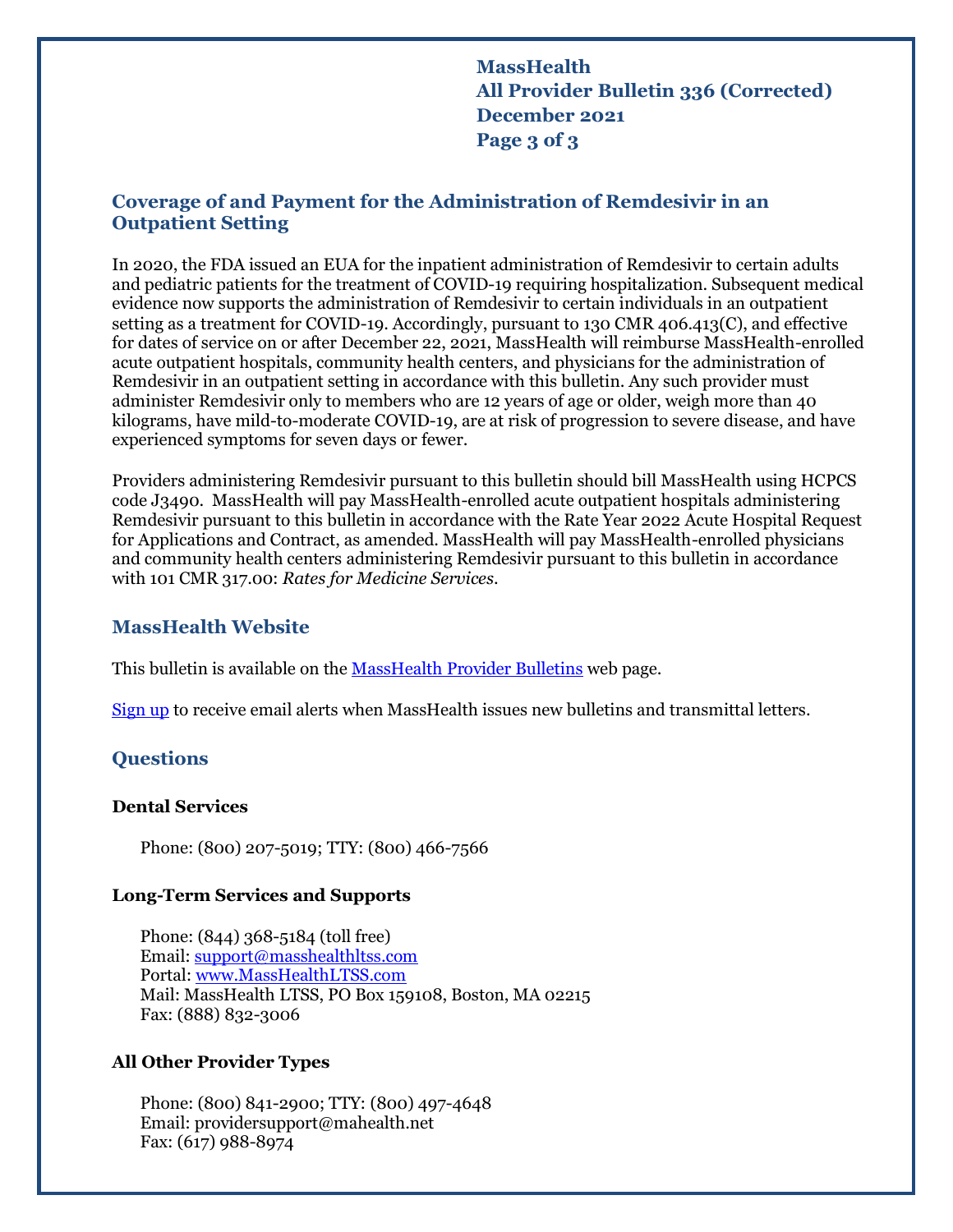## Coverage of and Payment for the Administration of Remdesivir in an Outpatient Setting

In 2020, the FDA issued an EUA for the inpatient administration of Remdesivir to certain adults and pediatric patients for the treatment of COVID-19 requiring hospitalization. Subsequent medical evidence now supports the administration of Remdesivir to certain individuals in an outpatient setting as a treatment for COVID-19. Accordingly, pursuant to 130 CMR 406.413(C), and effective for dates of service on or after December 22, 2021, MassHealth will reimburse MassHealth-enrolled acute outpatient hospitals, community health centers, and physicians for the administration of Remdesivir in an outpatient setting in accordance with this bulletin. Any such provider must administer Remdesivir only to members who are 12 years of age or older, weigh more than 40 kilograms, have mild-to-moderate COVID-19, are at risk of progression to severe disease, and have experienced symptoms for seven days or fewer.

Providers administering Remdesivir pursuant to this bulletin should bill MassHealth using HCPCS code J3490. MassHealth will pay MassHealth-enrolled acute outpatient hospitals administering Remdesivir pursuant to this bulletin in accordance with the Rate Year 2022 Acute Hospital Request for Applications and Contract, as amended. MassHealth will pay MassHealth-enrolled physicians and community health centers administering Remdesivir pursuant to this bulletin in accordance with 101 CMR 317.00: *Rates for Medicine Services*.

## MassHealth Website

This bulletin is available on the MassHealth Provider Bulletins web page.

Sign up to receive email alerts when MassHealth issues new bulletins and transmittal letters.

## Questions

**Dental Services**

Phone: (800) 207-5019; TTY: (800) 466-7566

**Long-Term Services and Supports**

Phone: (844) 368-5184 (toll free)
Email: support@masshealthltss.com
Portal: www.MassHealthLTSS.com
Mail: MassHealth LTSS, PO Box 159108, Boston, MA 02215
Fax: (888) 832-3006

**All Other Provider Types**

Phone: (800) 841-2900; TTY: (800) 497-4648
Email: providersupport@mahealth.net
Fax: (617) 988-8974